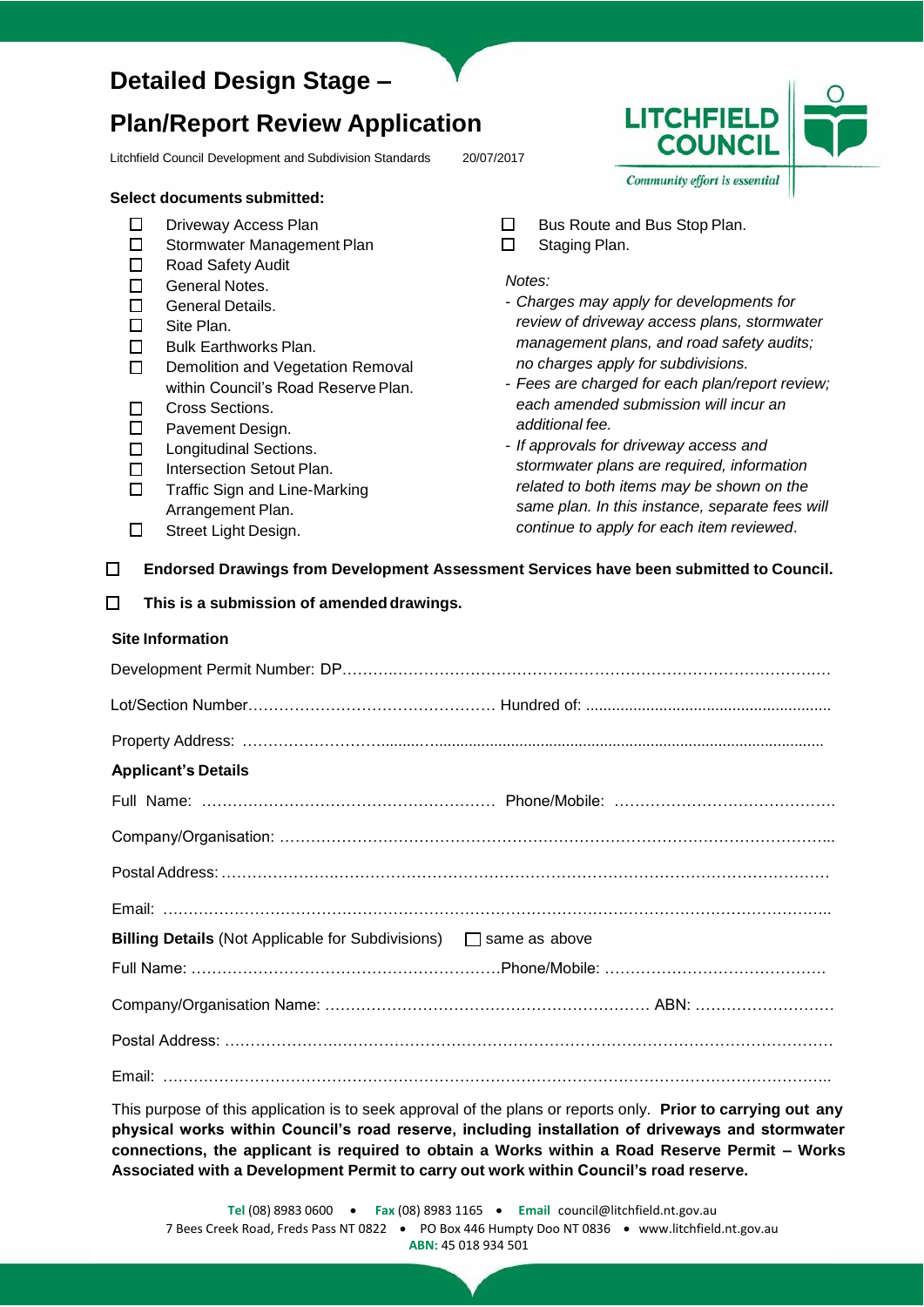# Detailed Design Stage –

# Plan/Report Review Application

Litchfield Council Development and Subdivision Standards 20/07/2017

LITCHFIELD COUNCIL

*Community effort is essential*

**Select documents submitted:**

- ☐ Driveway Access Plan
- ☐ Stormwater Management Plan
- ☐ Road Safety Audit
- ☐ General Notes.
- ☐ General Details.
- ☐ Site Plan.
- ☐ Bulk Earthworks Plan.
- ☐ Demolition and Vegetation Removal within Council's Road Reserve Plan.
- ☐ Cross Sections.
- ☐ Pavement Design.
- ☐ Longitudinal Sections.
- ☐ Intersection Setout Plan.
- ☐ Traffic Sign and Line-Marking Arrangement Plan.
- ☐ Street Light Design.
- ☐ Bus Route and Bus Stop Plan.
- ☐ Staging Plan.

*Notes:*

- *Charges may apply for developments for review of driveway access plans, stormwater management plans, and road safety audits; no charges apply for subdivisions.*
- *Fees are charged for each plan/report review; each amended submission will incur an additional fee.*
- *If approvals for driveway access and stormwater plans are required, information related to both items may be shown on the same plan. In this instance, separate fees will continue to apply for each item reviewed.*

☐ **Endorsed Drawings from Development Assessment Services have been submitted to Council.**

☐ **This is a submission of amended drawings.**

**Site Information**

Development Permit Number: DP…………………………………………………………………………………

Lot/Section Number………………………………………… Hundred of: ..........................................................

Property Address: ……………………………………………………………………………………………………

**Applicant's Details**

Full Name: ………………………………………………… Phone/Mobile: ……………………………………

Company/Organisation: …………………………………………………………………………………………...

Postal Address: ………………………………………………………………………………………………………

Email: ……………………………………………………………………………………………………………………

**Billing Details** (Not Applicable for Subdivisions) ☐ same as above

Full Name: ……………………………………………………Phone/Mobile: ……………………………………

Company/Organisation Name: ……………………………………………………… ABN: ………………………

Postal Address: ………………………………………………………………………………………………………

Email: ……………………………………………………………………………………………………………………

This purpose of this application is to seek approval of the plans or reports only. **Prior to carrying out any physical works within Council's road reserve, including installation of driveways and stormwater connections, the applicant is required to obtain a Works within a Road Reserve Permit – Works Associated with a Development Permit to carry out work within Council's road reserve.**

**Tel** (08) 8983 0600 • **Fax** (08) 8983 1165 • **Email** council@litchfield.nt.gov.au
7 Bees Creek Road, Freds Pass NT 0822 • PO Box 446 Humpty Doo NT 0836 • www.litchfield.nt.gov.au
**ABN:** 45 018 934 501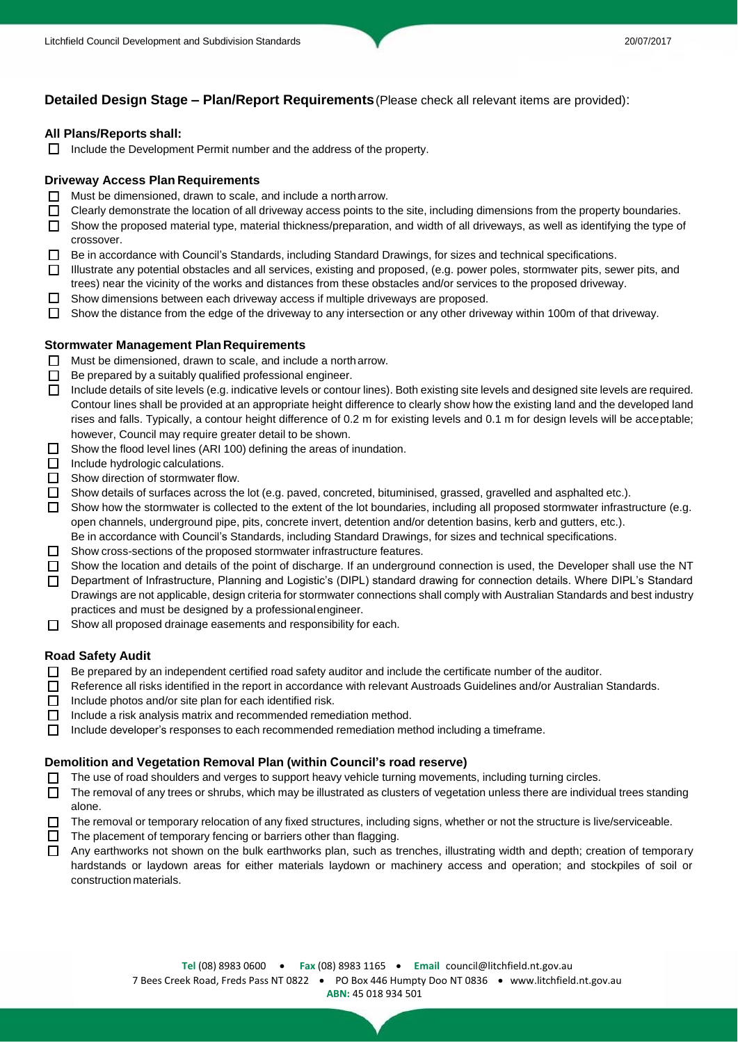## Detailed Design Stage – Plan/Report Requirements (Please check all relevant items are provided):

### All Plans/Reports shall:

- ☐ Include the Development Permit number and the address of the property.

### Driveway Access Plan Requirements

- ☐ Must be dimensioned, drawn to scale, and include a north arrow.
- ☐ Clearly demonstrate the location of all driveway access points to the site, including dimensions from the property boundaries.
- ☐ Show the proposed material type, material thickness/preparation, and width of all driveways, as well as identifying the type of crossover.
- ☐ Be in accordance with Council's Standards, including Standard Drawings, for sizes and technical specifications.
- ☐ Illustrate any potential obstacles and all services, existing and proposed, (e.g. power poles, stormwater pits, sewer pits, and trees) near the vicinity of the works and distances from these obstacles and/or services to the proposed driveway.
- ☐ Show dimensions between each driveway access if multiple driveways are proposed.
- ☐ Show the distance from the edge of the driveway to any intersection or any other driveway within 100m of that driveway.

### Stormwater Management Plan Requirements

- ☐ Must be dimensioned, drawn to scale, and include a north arrow.
- ☐ Be prepared by a suitably qualified professional engineer.
- ☐ Include details of site levels (e.g. indicative levels or contour lines). Both existing site levels and designed site levels are required. Contour lines shall be provided at an appropriate height difference to clearly show how the existing land and the developed land rises and falls. Typically, a contour height difference of 0.2 m for existing levels and 0.1 m for design levels will be acceptable; however, Council may require greater detail to be shown.
- ☐ Show the flood level lines (ARI 100) defining the areas of inundation.
- ☐ Include hydrologic calculations.
- ☐ Show direction of stormwater flow.
- ☐ Show details of surfaces across the lot (e.g. paved, concreted, bituminised, grassed, gravelled and asphalted etc.).
- ☐ Show how the stormwater is collected to the extent of the lot boundaries, including all proposed stormwater infrastructure (e.g. open channels, underground pipe, pits, concrete invert, detention and/or detention basins, kerb and gutters, etc.).
  Be in accordance with Council's Standards, including Standard Drawings, for sizes and technical specifications.
- ☐ Show cross-sections of the proposed stormwater infrastructure features.
- ☐ Show the location and details of the point of discharge. If an underground connection is used, the Developer shall use the NT
- ☐ Department of Infrastructure, Planning and Logistic's (DIPL) standard drawing for connection details. Where DIPL's Standard Drawings are not applicable, design criteria for stormwater connections shall comply with Australian Standards and best industry practices and must be designed by a professional engineer.
- ☐ Show all proposed drainage easements and responsibility for each.

### Road Safety Audit

- ☐ Be prepared by an independent certified road safety auditor and include the certificate number of the auditor.
- ☐ Reference all risks identified in the report in accordance with relevant Austroads Guidelines and/or Australian Standards.
- ☐ Include photos and/or site plan for each identified risk.
- ☐ Include a risk analysis matrix and recommended remediation method.
- ☐ Include developer's responses to each recommended remediation method including a timeframe.

### Demolition and Vegetation Removal Plan (within Council's road reserve)

- ☐ The use of road shoulders and verges to support heavy vehicle turning movements, including turning circles.
- ☐ The removal of any trees or shrubs, which may be illustrated as clusters of vegetation unless there are individual trees standing alone.
- ☐ The removal or temporary relocation of any fixed structures, including signs, whether or not the structure is live/serviceable.
- ☐ The placement of temporary fencing or barriers other than flagging.
- ☐ Any earthworks not shown on the bulk earthworks plan, such as trenches, illustrating width and depth; creation of temporary hardstands or laydown areas for either materials laydown or machinery access and operation; and stockpiles of soil or construction materials.

**Tel** (08) 8983 0600 • **Fax** (08) 8983 1165 • **Email** council@litchfield.nt.gov.au
7 Bees Creek Road, Freds Pass NT 0822 • PO Box 446 Humpty Doo NT 0836 • www.litchfield.nt.gov.au
**ABN:** 45 018 934 501